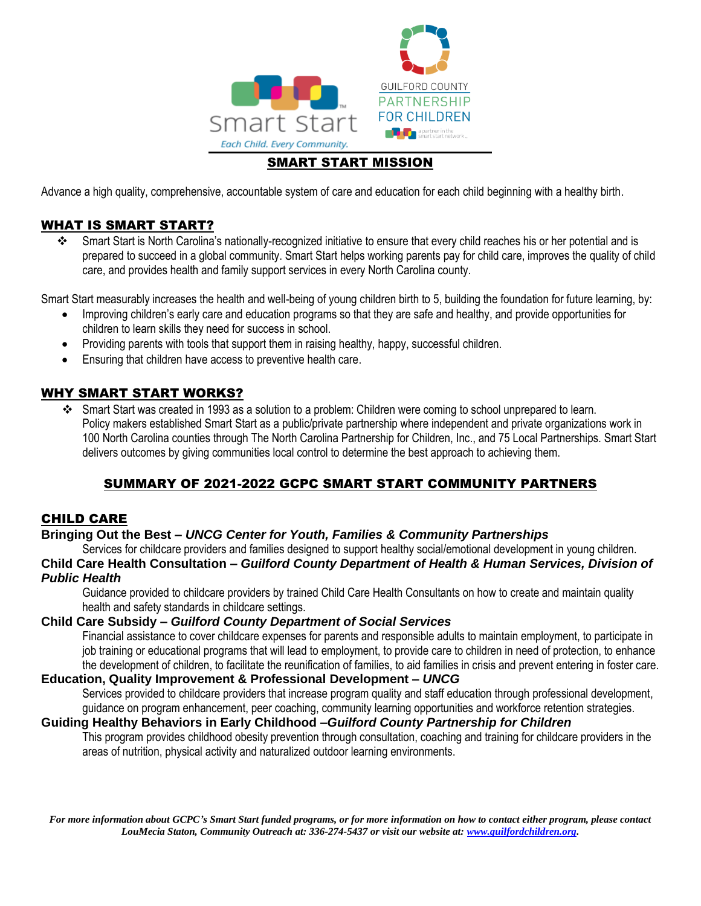## SMART START MISSION

Advance a high quality, comprehensive, accountable system of care and education for each child beginning with a healthy birth.

## WHAT IS SMART START?

- Smart Start is North Carolina's nationally-recognized initiative to ensure that every child reaches his or her potential and is prepared to succeed in a global community. Smart Start helps working parents pay for child care, improves the quality of child care, and provides health and family support services in every North Carolina county.

Smart Start measurably increases the health and well-being of young children birth to 5, building the foundation for future learning, by:

- Improving children's early care and education programs so that they are safe and healthy, and provide opportunities for children to learn skills they need for success in school.
- Providing parents with tools that support them in raising healthy, happy, successful children.
- Ensuring that children have access to preventive health care.

## WHY SMART START WORKS?

- Smart Start was created in 1993 as a solution to a problem: Children were coming to school unprepared to learn. Policy makers established Smart Start as a public/private partnership where independent and private organizations work in 100 North Carolina counties through The North Carolina Partnership for Children, Inc., and 75 Local Partnerships. Smart Start delivers outcomes by giving communities local control to determine the best approach to achieving them.

## SUMMARY OF 2021-2022 GCPC SMART START COMMUNITY PARTNERS

### CHILD CARE

**Bringing Out the Best – *UNCG Center for Youth, Families & Community Partnerships***

Services for childcare providers and families designed to support healthy social/emotional development in young children.

**Child Care Health Consultation – *Guilford County Department of Health & Human Services, Division of Public Health***

Guidance provided to childcare providers by trained Child Care Health Consultants on how to create and maintain quality health and safety standards in childcare settings.

**Child Care Subsidy – *Guilford County Department of Social Services***

Financial assistance to cover childcare expenses for parents and responsible adults to maintain employment, to participate in job training or educational programs that will lead to employment, to provide care to children in need of protection, to enhance the development of children, to facilitate the reunification of families, to aid families in crisis and prevent entering in foster care.

**Education, Quality Improvement & Professional Development – *UNCG***

Services provided to childcare providers that increase program quality and staff education through professional development, guidance on program enhancement, peer coaching, community learning opportunities and workforce retention strategies.

**Guiding Healthy Behaviors in Early Childhood –*Guilford County Partnership for Children***

This program provides childhood obesity prevention through consultation, coaching and training for childcare providers in the areas of nutrition, physical activity and naturalized outdoor learning environments.

***For more information about GCPC's Smart Start funded programs, or for more information on how to contact either program, please contact LouMecia Staton, Community Outreach at: 336-274-5437 or visit our website at: www.guilfordchildren.org.***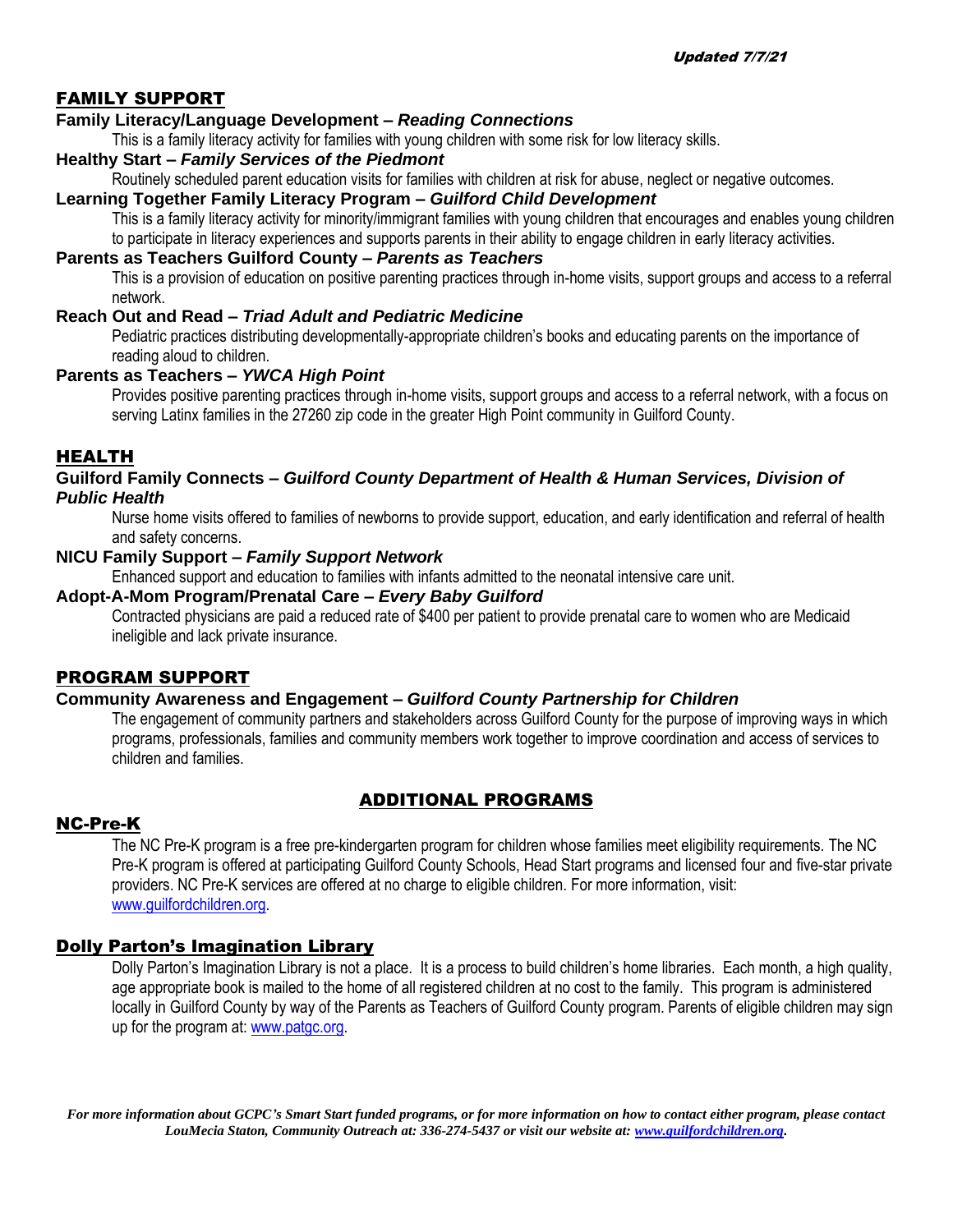Updated 7/7/21

## FAMILY SUPPORT

**Family Literacy/Language Development –** ***Reading Connections***

This is a family literacy activity for families with young children with some risk for low literacy skills.

**Healthy Start –** ***Family Services of the Piedmont***

Routinely scheduled parent education visits for families with children at risk for abuse, neglect or negative outcomes.

**Learning Together Family Literacy Program –** ***Guilford Child Development***

This is a family literacy activity for minority/immigrant families with young children that encourages and enables young children to participate in literacy experiences and supports parents in their ability to engage children in early literacy activities.

**Parents as Teachers Guilford County –** ***Parents as Teachers***

This is a provision of education on positive parenting practices through in-home visits, support groups and access to a referral network.

**Reach Out and Read –** ***Triad Adult and Pediatric Medicine***

Pediatric practices distributing developmentally-appropriate children's books and educating parents on the importance of reading aloud to children.

**Parents as Teachers –** ***YWCA High Point***

Provides positive parenting practices through in-home visits, support groups and access to a referral network, with a focus on serving Latinx families in the 27260 zip code in the greater High Point community in Guilford County.

## HEALTH

**Guilford Family Connects –** ***Guilford County Department of Health & Human Services, Division of Public Health***

Nurse home visits offered to families of newborns to provide support, education, and early identification and referral of health and safety concerns.

**NICU Family Support –** ***Family Support Network***

Enhanced support and education to families with infants admitted to the neonatal intensive care unit.

**Adopt-A-Mom Program/Prenatal Care –** ***Every Baby Guilford***

Contracted physicians are paid a reduced rate of $400 per patient to provide prenatal care to women who are Medicaid ineligible and lack private insurance.

## PROGRAM SUPPORT

**Community Awareness and Engagement –** ***Guilford County Partnership for Children***

The engagement of community partners and stakeholders across Guilford County for the purpose of improving ways in which programs, professionals, families and community members work together to improve coordination and access of services to children and families.

# ADDITIONAL PROGRAMS

## NC-Pre-K

The NC Pre-K program is a free pre-kindergarten program for children whose families meet eligibility requirements. The NC Pre-K program is offered at participating Guilford County Schools, Head Start programs and licensed four and five-star private providers. NC Pre-K services are offered at no charge to eligible children. For more information, visit: www.guilfordchildren.org.

## Dolly Parton's Imagination Library

Dolly Parton's Imagination Library is not a place. It is a process to build children's home libraries. Each month, a high quality, age appropriate book is mailed to the home of all registered children at no cost to the family. This program is administered locally in Guilford County by way of the Parents as Teachers of Guilford County program. Parents of eligible children may sign up for the program at: www.patgc.org.

***For more information about GCPC's Smart Start funded programs, or for more information on how to contact either program, please contact LouMecia Staton, Community Outreach at: 336-274-5437 or visit our website at: www.guilfordchildren.org.***